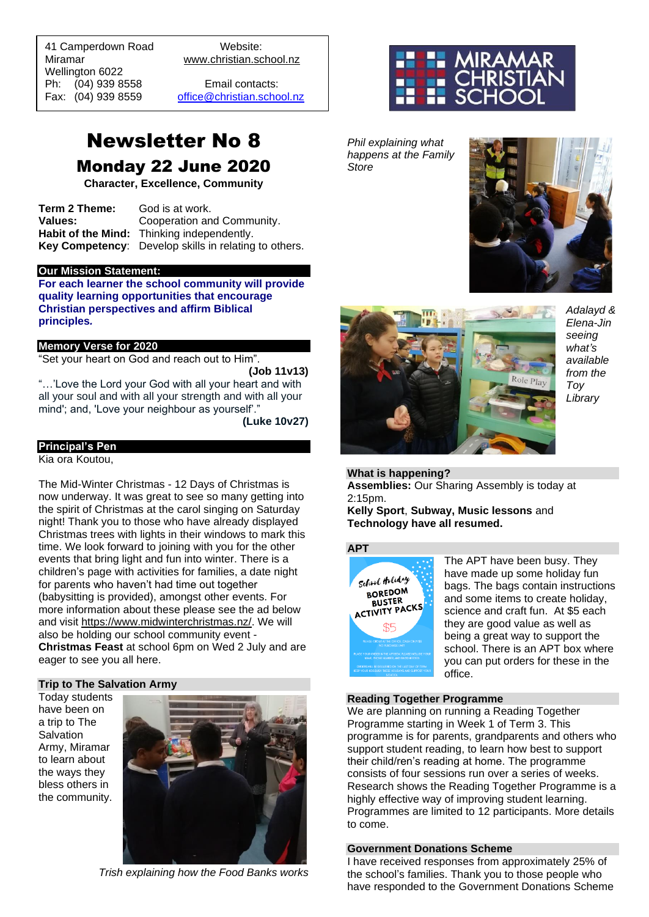41 Camperdown Road
Miramar
Wellington 6022
Ph: (04) 939 8558
Fax: (04) 939 8559

Website:
www.christian.school.nz

Email contacts:
office@christian.school.nz

MIRAMAR CHRISTIAN SCHOOL

# Newsletter No 8

## Monday 22 June 2020

**Character, Excellence, Community**

**Term 2 Theme:** God is at work.
**Values:** Cooperation and Community.
**Habit of the Mind:** Thinking independently.
**Key Competency:** Develop skills in relating to others.

### Our Mission Statement:

**For each learner the school community will provide quality learning opportunities that encourage Christian perspectives and affirm Biblical principles.**

### Memory Verse for 2020

"Set your heart on God and reach out to Him".
**(Job 11v13)**

"…'Love the Lord your God with all your heart and with all your soul and with all your strength and with all your mind'; and, 'Love your neighbour as yourself'."
**(Luke 10v27)**

### Principal's Pen

Kia ora Koutou,

The Mid-Winter Christmas - 12 Days of Christmas is now underway. It was great to see so many getting into the spirit of Christmas at the carol singing on Saturday night! Thank you to those who have already displayed Christmas trees with lights in their windows to mark this time. We look forward to joining with you for the other events that bring light and fun into winter. There is a children's page with activities for families, a date night for parents who haven't had time out together (babysitting is provided), amongst other events. For more information about these please see the ad below and visit https://www.midwinterchristmas.nz/. We will also be holding our school community event - **Christmas Feast** at school 6pm on Wed 2 July and are eager to see you all here.

### Trip to The Salvation Army

Today students have been on a trip to The Salvation Army, Miramar to learn about the ways they bless others in the community.

*Trish explaining how the Food Banks works*

*Phil explaining what happens at the Family Store*

*Adalayd & Elena-Jin seeing what's available from the Toy Library*

### What is happening?

**Assemblies:** Our Sharing Assembly is today at 2:15pm.
**Kelly Sport**, **Subway, Music lessons** and **Technology have all resumed.**

### APT

School Holiday BOREDOM BUSTER ACTIVITY PACKS $5

The APT have been busy. They have made up some holiday fun bags. The bags contain instructions and some items to create holiday, science and craft fun. At $5 each they are good value as well as being a great way to support the school. There is an APT box where you can put orders for these in the office.

### Reading Together Programme

We are planning on running a Reading Together Programme starting in Week 1 of Term 3. This programme is for parents, grandparents and others who support student reading, to learn how best to support their child/ren's reading at home. The programme consists of four sessions run over a series of weeks. Research shows the Reading Together Programme is a highly effective way of improving student learning. Programmes are limited to 12 participants. More details to come.

### Government Donations Scheme

I have received responses from approximately 25% of the school's families. Thank you to those people who have responded to the Government Donations Scheme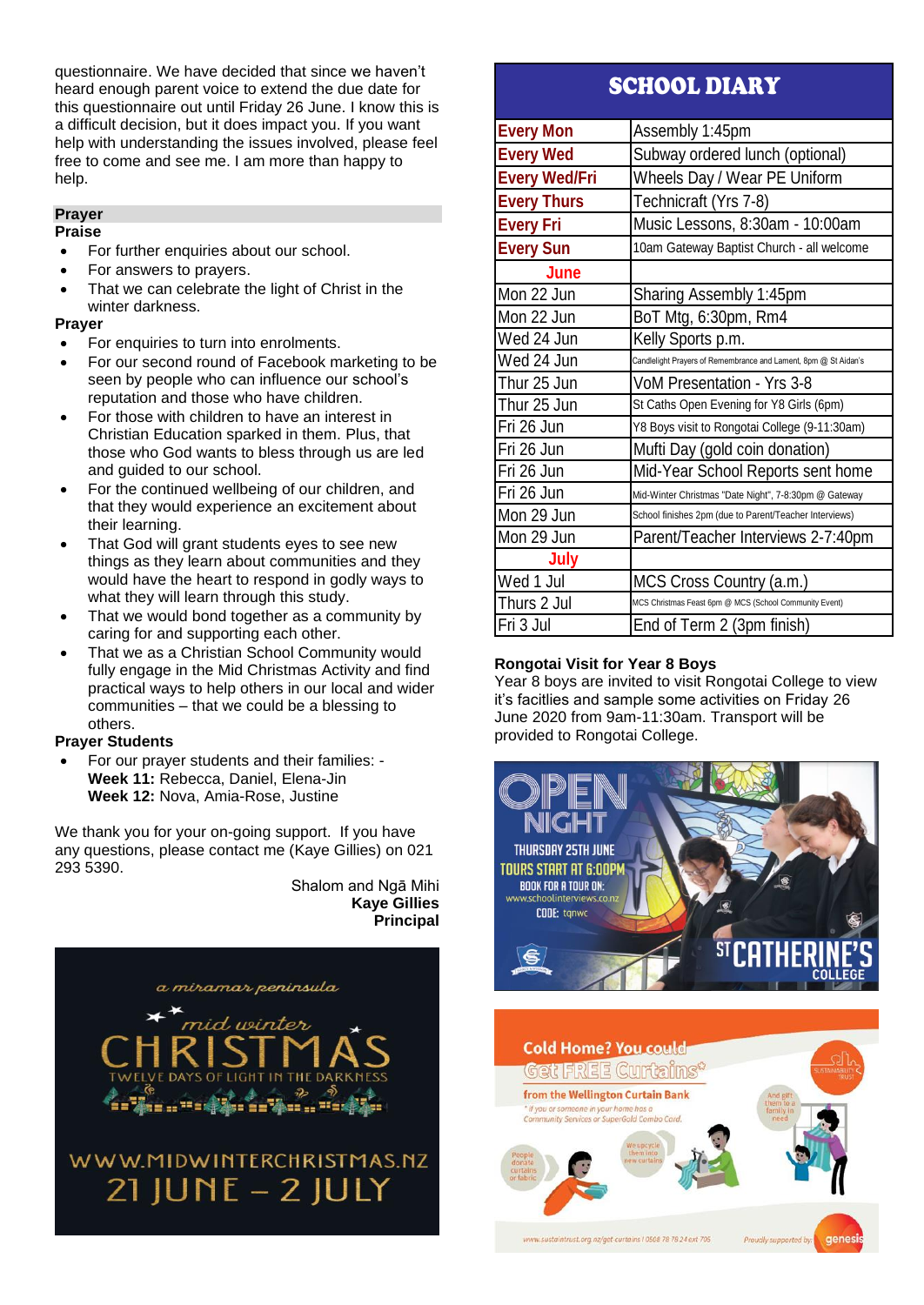questionnaire. We have decided that since we haven't heard enough parent voice to extend the due date for this questionnaire out until Friday 26 June. I know this is a difficult decision, but it does impact you. If you want help with understanding the issues involved, please feel free to come and see me. I am more than happy to help.

## Prayer

**Praise**

- For further enquiries about our school.
- For answers to prayers.
- That we can celebrate the light of Christ in the winter darkness.

**Prayer**

- For enquiries to turn into enrolments.
- For our second round of Facebook marketing to be seen by people who can influence our school's reputation and those who have children.
- For those with children to have an interest in Christian Education sparked in them. Plus, that those who God wants to bless through us are led and guided to our school.
- For the continued wellbeing of our children, and that they would experience an excitement about their learning.
- That God will grant students eyes to see new things as they learn about communities and they would have the heart to respond in godly ways to what they will learn through this study.
- That we would bond together as a community by caring for and supporting each other.
- That we as a Christian School Community would fully engage in the Mid Christmas Activity and find practical ways to help others in our local and wider communities – that we could be a blessing to others.

**Prayer Students**

- For our prayer students and their families: -
  **Week 11:** Rebecca, Daniel, Elena-Jin
  **Week 12:** Nova, Amia-Rose, Justine

We thank you for your on-going support. If you have any questions, please contact me (Kaye Gillies) on 021 293 5390.

Shalom and Ngā Mihi
**Kaye Gillies**
**Principal**

a miramar peninsula
mid winter
CHRISTMAS
TWELVE DAYS OF LIGHT IN THE DARKNESS
WWW.MIDWINTERCHRISTMAS.NZ
21 JUNE – 2 JULY

## SCHOOL DIARY

| | |
|---|---|
| **Every Mon** | Assembly 1:45pm |
| **Every Wed** | Subway ordered lunch (optional) |
| **Every Wed/Fri** | Wheels Day / Wear PE Uniform |
| **Every Thurs** | Technicraft (Yrs 7-8) |
| **Every Fri** | Music Lessons, 8:30am - 10:00am |
| **Every Sun** | 10am Gateway Baptist Church - all welcome |
| **June** | |
| Mon 22 Jun | Sharing Assembly 1:45pm |
| Mon 22 Jun | BoT Mtg, 6:30pm, Rm4 |
| Wed 24 Jun | Kelly Sports p.m. |
| Wed 24 Jun | Candlelight Prayers of Remembrance and Lament, 8pm @ St Aidan's |
| Thur 25 Jun | VoM Presentation - Yrs 3-8 |
| Thur 25 Jun | St Caths Open Evening for Y8 Girls (6pm) |
| Fri 26 Jun | Y8 Boys visit to Rongotai College (9-11:30am) |
| Fri 26 Jun | Mufti Day (gold coin donation) |
| Fri 26 Jun | Mid-Year School Reports sent home |
| Fri 26 Jun | Mid-Winter Christmas "Date Night", 7-8:30pm @ Gateway |
| Mon 29 Jun | School finishes 2pm (due to Parent/Teacher Interviews) |
| Mon 29 Jun | Parent/Teacher Interviews 2-7:40pm |
| **July** | |
| Wed 1 Jul | MCS Cross Country (a.m.) |
| Thurs 2 Jul | MCS Christmas Feast 6pm @ MCS (School Community Event) |
| Fri 3 Jul | End of Term 2 (3pm finish) |

**Rongotai Visit for Year 8 Boys**

Year 8 boys are invited to visit Rongotai College to view it's facitlies and sample some activities on Friday 26 June 2020 from 9am-11:30am. Transport will be provided to Rongotai College.

OPEN NIGHT
THURSDAY 25TH JUNE
TOURS START AT 6:00PM
BOOK FOR A TOUR ON:
www.schoolinterviews.co.nz
CODE: tqnwc
ST CATHERINE'S COLLEGE

Cold Home? You could Get FREE Curtains*
from the Wellington Curtain Bank
* if you or someone in your home has a Community Services or SuperGold Combo Card.
People donate curtains or fabric
We upcycle them into new curtains
And gift them to a family in need
www.sustaintrust.org.nz/get-curtains | 0508 78 78 24 ext 705
Proudly supported by: genesis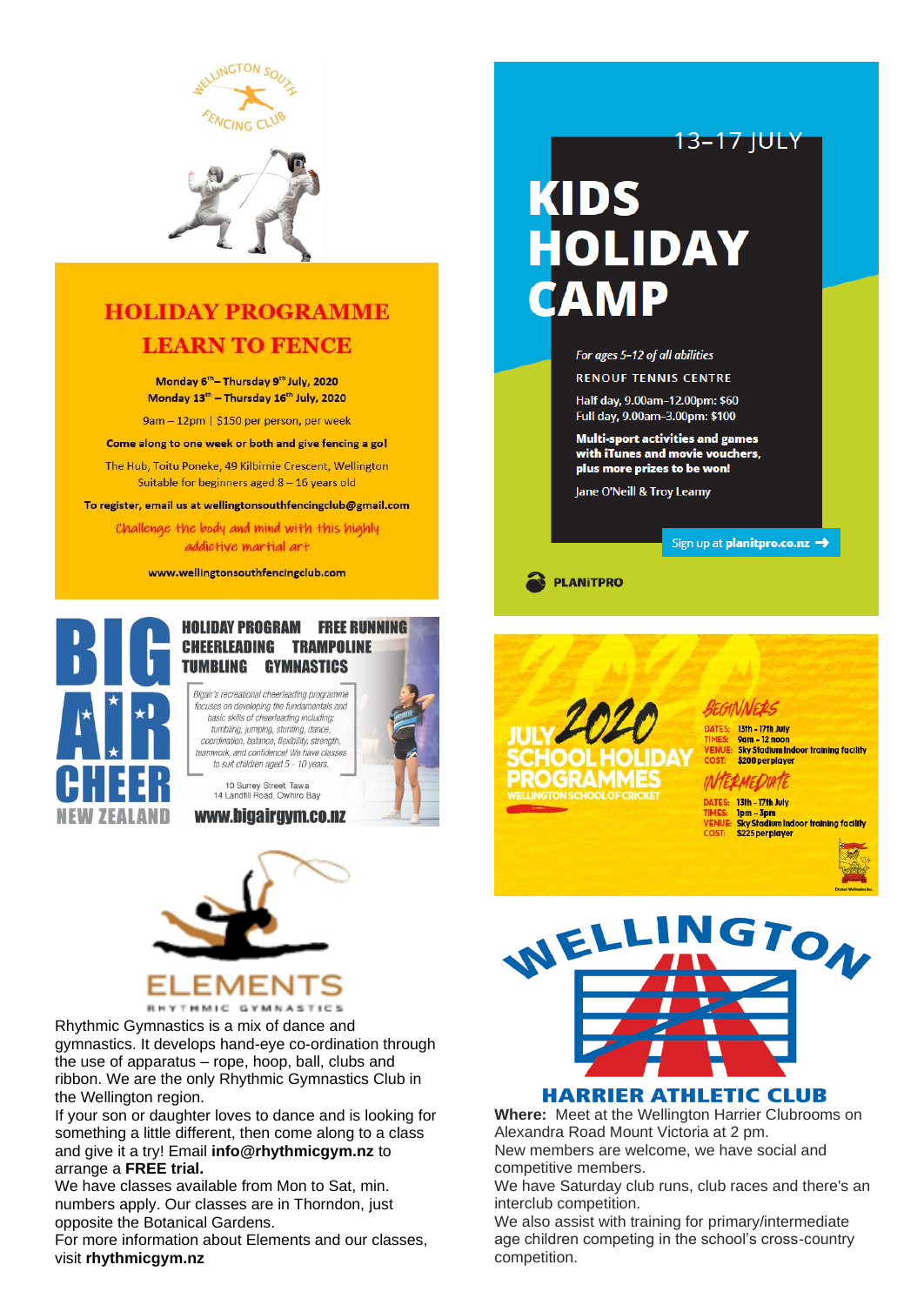WELLINGTON SOUTH FENCING CLUB

## HOLIDAY PROGRAMME
## LEARN TO FENCE

Monday 6th – Thursday 9th July, 2020
Monday 13th – Thursday 16th July, 2020

9am – 12pm | $150 per person, per week

**Come along to one week or both and give fencing a go!**

The Hub, Toitu Poneke, 49 Kilbirnie Crescent, Wellington
Suitable for beginners aged 8 – 16 years old

**To register, email us at wellingtonsouthfencingclub@gmail.com**

*Challenge the body and mind with this highly addictive martial art*

**www.wellingtonsouthfencingclub.com**

# BIG AIR CHEER NEW ZEALAND

**HOLIDAY PROGRAM FREE RUNNING CHEERLEADING TRAMPOLINE TUMBLING GYMNASTICS**

*Bigair's recreational cheerleading programme focuses on developing the fundamentals and basic skills of cheerleading including; tumbling, jumping, stunting, dance, coordination, balance, flexibility, strength, teamwork, and confidence! We have classes to suit children aged 5 - 10 years.*

10 Surrey Street, Tawa
14 Landfill Road, Owhiro Bay

**www.bigairgym.co.nz**

# ELEMENTS
RHYTHMIC GYMNASTICS

Rhythmic Gymnastics is a mix of dance and gymnastics. It develops hand-eye co-ordination through the use of apparatus – rope, hoop, ball, clubs and ribbon. We are the only Rhythmic Gymnastics Club in the Wellington region.

If your son or daughter loves to dance and is looking for something a little different, then come along to a class and give it a try! Email **info@rhythmicgym.nz** to arrange a **FREE trial.**

We have classes available from Mon to Sat, min. numbers apply. Our classes are in Thorndon, just opposite the Botanical Gardens.

For more information about Elements and our classes, visit **rhythmicgym.nz**

13–17 JULY

# KIDS HOLIDAY CAMP

*For ages 5-12 of all abilities*

RENOUF TENNIS CENTRE

Half day, 9.00am-12.00pm: $60
Full day, 9.00am-3.00pm: $100

**Multi-sport activities and games with iTunes and movie vouchers, plus more prizes to be won!**

Jane O'Neill & Troy Leamy

Sign up at **planitpro.co.nz** →

PLANiTPRO

# JULY 2020 SCHOOL HOLIDAY PROGRAMMES
WELLINGTON SCHOOL OF CRICKET

**BEGINNERS**
DATES: 13th - 17th July
TIMES: 9am - 12 noon
VENUE: Sky Stadium Indoor training facility
COST: $200 per player

**INTERMEDIATE**
DATES: 13th - 17th July
TIMES: 1pm - 3pm
VENUE: Sky Stadium Indoor training facility
COST: $225 per player

# WELLINGTON HARRIER ATHLETIC CLUB

**Where:** Meet at the Wellington Harrier Clubrooms on Alexandra Road Mount Victoria at 2 pm.

New members are welcome, we have social and competitive members.

We have Saturday club runs, club races and there's an interclub competition.

We also assist with training for primary/intermediate age children competing in the school's cross-country competition.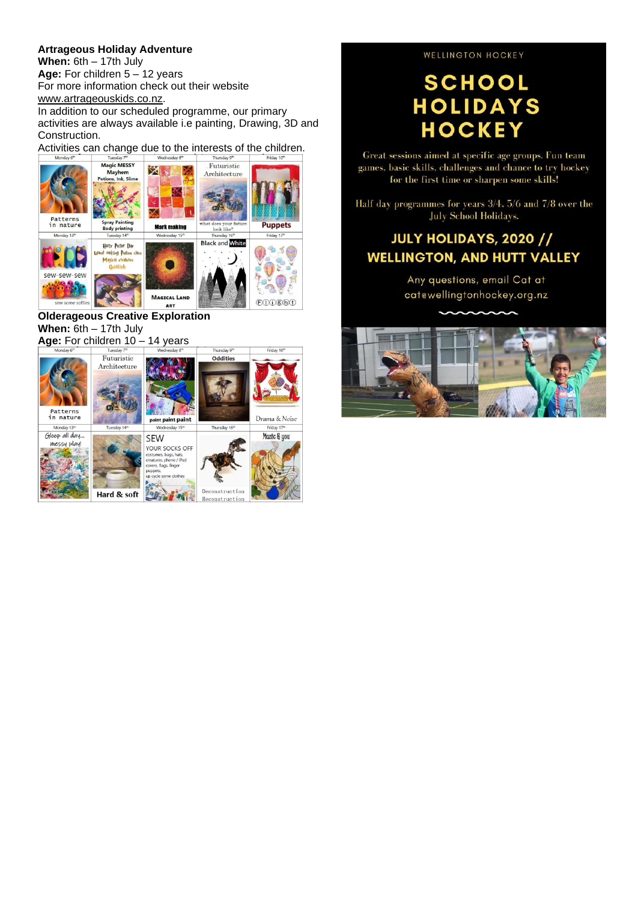**Artrageous Holiday Adventure**
**When:** 6th – 17th July
**Age:** For children 5 – 12 years
For more information check out their website
www.artrageouskids.co.nz.
In addition to our scheduled programme, our primary activities are always available i.e painting, Drawing, 3D and Construction.
Activities can change due to the interests of the children.

| Monday 6th | Tuesday 7th | Wednesday 8th | Thursday 9th | Friday 10th |
|---|---|---|---|---|
| Patterns in nature | Magic MESSY Mayhem Potions, Ink, Slime / Spray Painting Body printing | Mark making | Futuristic Architecture what does your future look like? | Puppets |
| **Monday 13th** | **Tuesday 14th** | **Wednesday 15th** | **Thursday 16th** | **Friday 17th** |
| sew-sew-sew sew some softies | Harry Potter Day Wand making Potion class Magical creatures Quidditch | Magical Land Art | Black and White | Flight |

**Olderageous Creative Exploration**
**When:** 6th – 17th July
**Age:** For children 10 – 14 years

| Monday 6th | Tuesday 7th | Wednesday 8th | Thursday 9th | Friday 10th |
|---|---|---|---|---|
| Patterns in nature | Futuristic Architecture | paint paint paint | Oddities | Drama & Noise |
| **Monday 13th** | **Tuesday 14th** | **Wednesday 15th** | **Thursday 16th** | **Friday 17th** |
| Gloop all day... messy play! | Hard & soft | SEW YOUR SOCKS OFF costumes, bags, hats, creatures, phone / iPad covers, flags, finger puppets, up cycle some clothes | Deconstruction Reconstruction | Music & you |

WELLINGTON HOCKEY

# SCHOOL HOLIDAYS HOCKEY

Great sessions aimed at specific age groups. Fun team games, basic skills, challenges and chance to try hockey for the first time or sharpen some skills!

Half day programmes for years 3/4, 5/6 and 7/8 over the July School Holidays.

## JULY HOLIDAYS, 2020 // WELLINGTON, AND HUTT VALLEY

Any questions, email Cat at cat@wellingtonhockey.org.nz